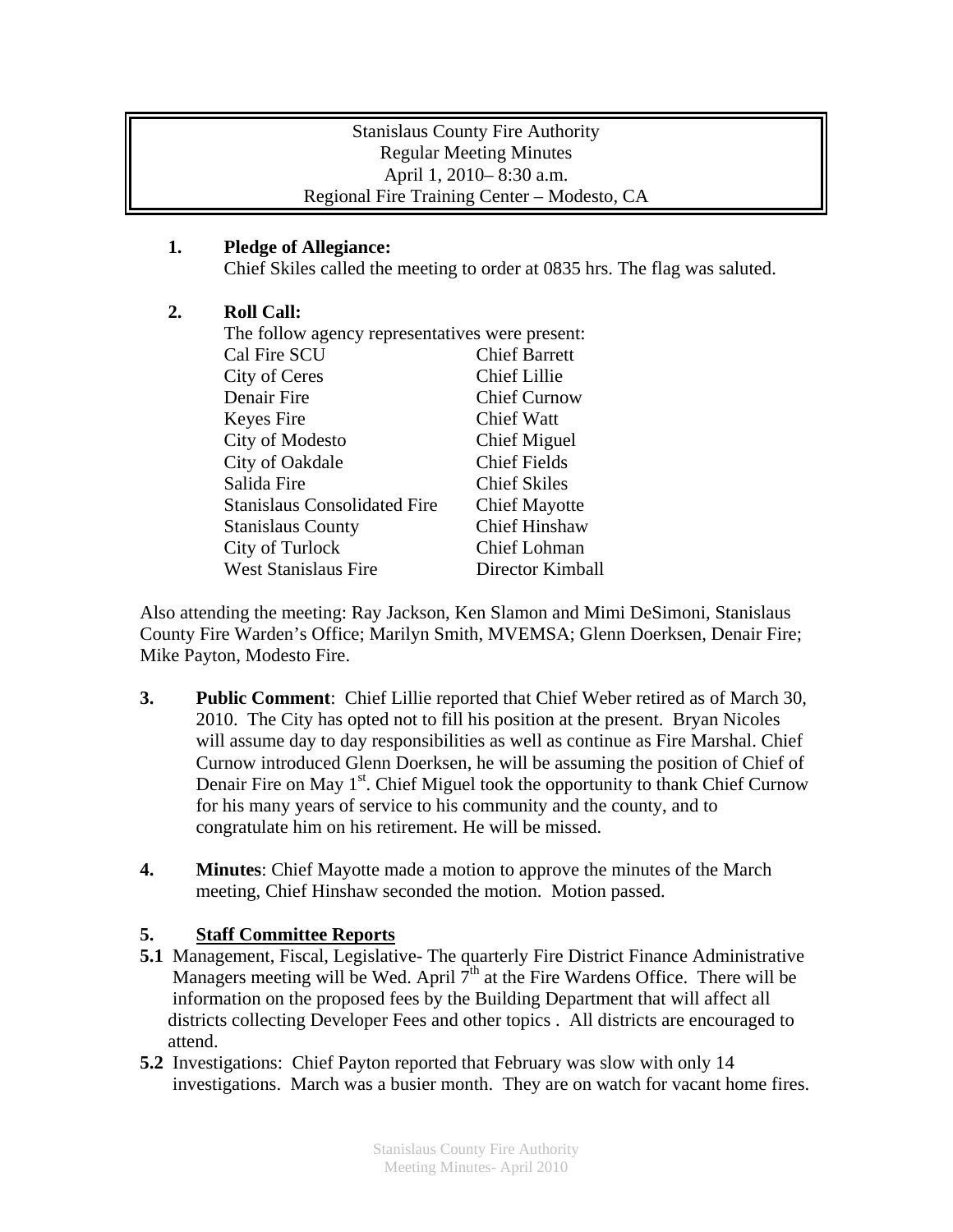Stanislaus County Fire Authority
Regular Meeting Minutes
April 1, 2010– 8:30 a.m.
Regional Fire Training Center – Modesto, CA

**1. Pledge of Allegiance:**
Chief Skiles called the meeting to order at 0835 hrs. The flag was saluted.

**2. Roll Call:**
The follow agency representatives were present:

| | |
|---|---|
| Cal Fire SCU | Chief Barrett |
| City of Ceres | Chief Lillie |
| Denair Fire | Chief Curnow |
| Keyes Fire | Chief Watt |
| City of Modesto | Chief Miguel |
| City of Oakdale | Chief Fields |
| Salida Fire | Chief Skiles |
| Stanislaus Consolidated Fire | Chief Mayotte |
| Stanislaus County | Chief Hinshaw |
| City of Turlock | Chief Lohman |
| West Stanislaus Fire | Director Kimball |

Also attending the meeting: Ray Jackson, Ken Slamon and Mimi DeSimoni, Stanislaus County Fire Warden's Office; Marilyn Smith, MVEMSA; Glenn Doerksen, Denair Fire; Mike Payton, Modesto Fire.

**3. Public Comment**: Chief Lillie reported that Chief Weber retired as of March 30, 2010. The City has opted not to fill his position at the present. Bryan Nicoles will assume day to day responsibilities as well as continue as Fire Marshal. Chief Curnow introduced Glenn Doerksen, he will be assuming the position of Chief of Denair Fire on May 1st. Chief Miguel took the opportunity to thank Chief Curnow for his many years of service to his community and the county, and to congratulate him on his retirement. He will be missed.

**4. Minutes**: Chief Mayotte made a motion to approve the minutes of the March meeting, Chief Hinshaw seconded the motion. Motion passed.

**5. Staff Committee Reports**

**5.1** Management, Fiscal, Legislative- The quarterly Fire District Finance Administrative Managers meeting will be Wed. April 7th at the Fire Wardens Office. There will be information on the proposed fees by the Building Department that will affect all districts collecting Developer Fees and other topics . All districts are encouraged to attend.

**5.2** Investigations: Chief Payton reported that February was slow with only 14 investigations. March was a busier month. They are on watch for vacant home fires.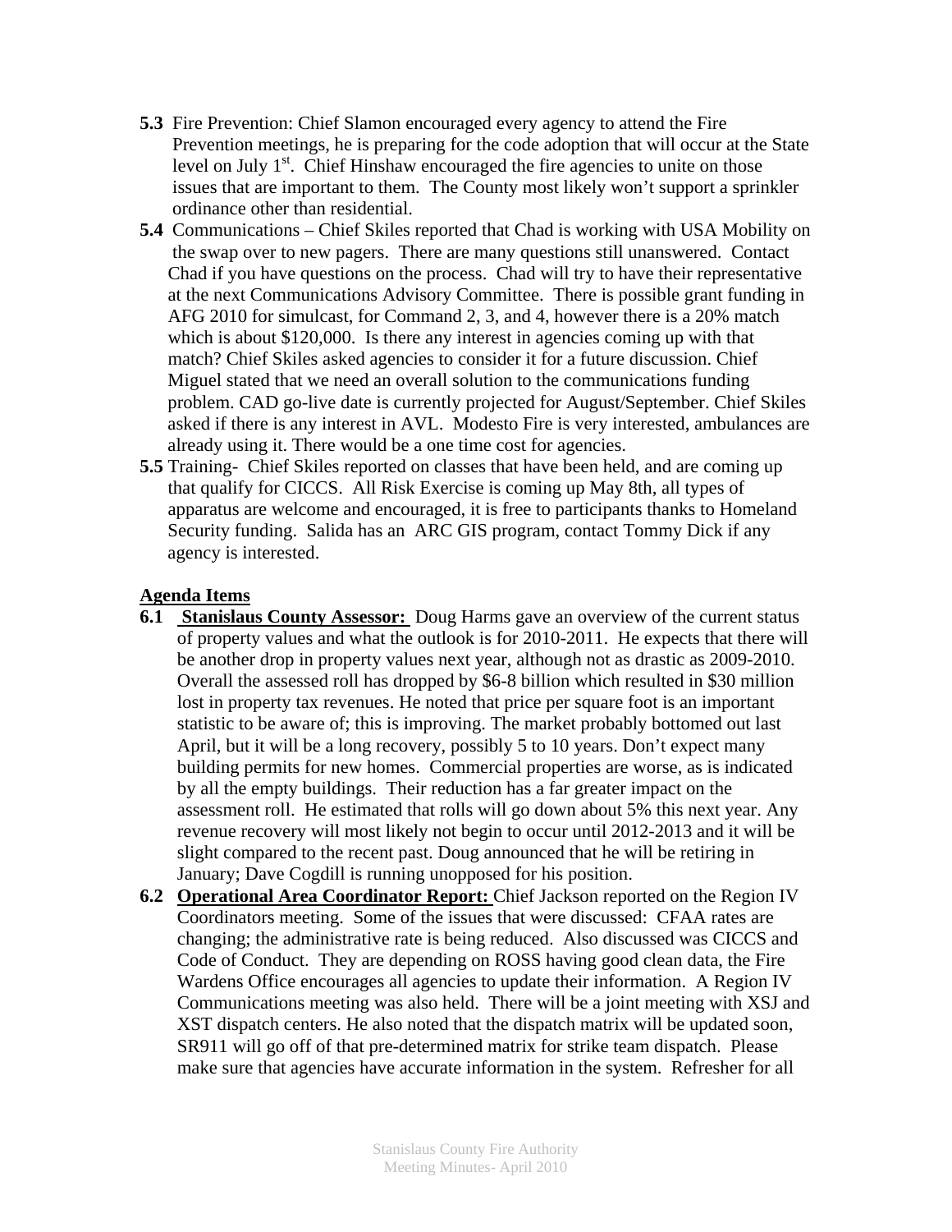**5.3** Fire Prevention: Chief Slamon encouraged every agency to attend the Fire Prevention meetings, he is preparing for the code adoption that will occur at the State level on July 1st. Chief Hinshaw encouraged the fire agencies to unite on those issues that are important to them. The County most likely won't support a sprinkler ordinance other than residential.

**5.4** Communications – Chief Skiles reported that Chad is working with USA Mobility on the swap over to new pagers. There are many questions still unanswered. Contact Chad if you have questions on the process. Chad will try to have their representative at the next Communications Advisory Committee. There is possible grant funding in AFG 2010 for simulcast, for Command 2, 3, and 4, however there is a 20% match which is about $120,000. Is there any interest in agencies coming up with that match? Chief Skiles asked agencies to consider it for a future discussion. Chief Miguel stated that we need an overall solution to the communications funding problem. CAD go-live date is currently projected for August/September. Chief Skiles asked if there is any interest in AVL. Modesto Fire is very interested, ambulances are already using it. There would be a one time cost for agencies.

**5.5** Training- Chief Skiles reported on classes that have been held, and are coming up that qualify for CICCS. All Risk Exercise is coming up May 8th, all types of apparatus are welcome and encouraged, it is free to participants thanks to Homeland Security funding. Salida has an ARC GIS program, contact Tommy Dick if any agency is interested.

**Agenda Items**

**6.1** **Stanislaus County Assessor:** Doug Harms gave an overview of the current status of property values and what the outlook is for 2010-2011. He expects that there will be another drop in property values next year, although not as drastic as 2009-2010. Overall the assessed roll has dropped by $6-8 billion which resulted in $30 million lost in property tax revenues. He noted that price per square foot is an important statistic to be aware of; this is improving. The market probably bottomed out last April, but it will be a long recovery, possibly 5 to 10 years. Don't expect many building permits for new homes. Commercial properties are worse, as is indicated by all the empty buildings. Their reduction has a far greater impact on the assessment roll. He estimated that rolls will go down about 5% this next year. Any revenue recovery will most likely not begin to occur until 2012-2013 and it will be slight compared to the recent past. Doug announced that he will be retiring in January; Dave Cogdill is running unopposed for his position.

**6.2** **Operational Area Coordinator Report:** Chief Jackson reported on the Region IV Coordinators meeting. Some of the issues that were discussed: CFAA rates are changing; the administrative rate is being reduced. Also discussed was CICCS and Code of Conduct. They are depending on ROSS having good clean data, the Fire Wardens Office encourages all agencies to update their information. A Region IV Communications meeting was also held. There will be a joint meeting with XSJ and XST dispatch centers. He also noted that the dispatch matrix will be updated soon, SR911 will go off of that pre-determined matrix for strike team dispatch. Please make sure that agencies have accurate information in the system. Refresher for all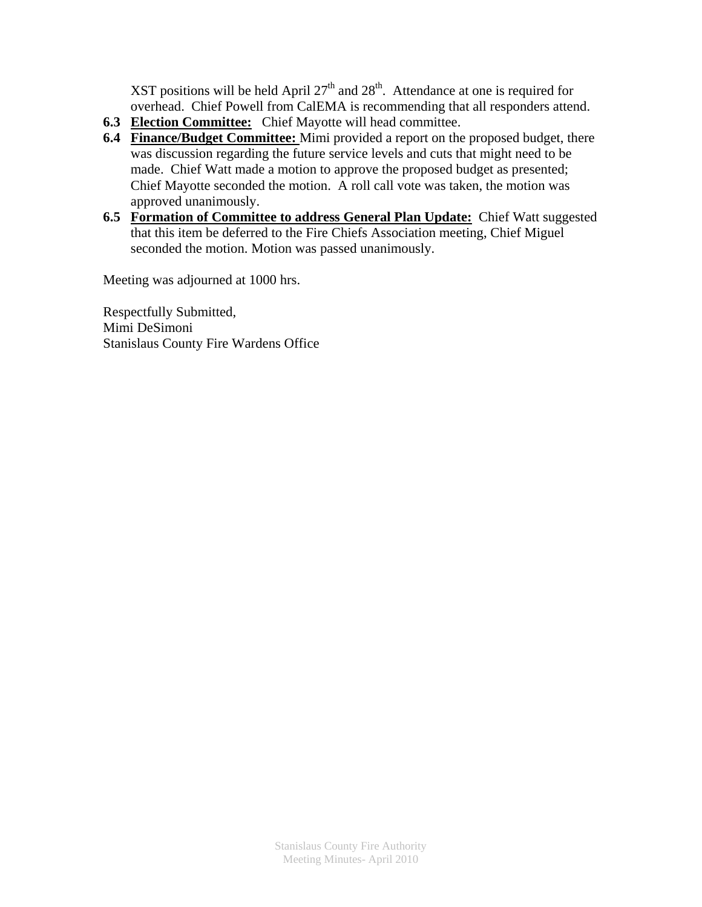XST positions will be held April 27th and 28th. Attendance at one is required for overhead. Chief Powell from CalEMA is recommending that all responders attend.

- **6.3 Election Committee:** Chief Mayotte will head committee.
- **6.4 Finance/Budget Committee:** Mimi provided a report on the proposed budget, there was discussion regarding the future service levels and cuts that might need to be made. Chief Watt made a motion to approve the proposed budget as presented; Chief Mayotte seconded the motion. A roll call vote was taken, the motion was approved unanimously.
- **6.5 Formation of Committee to address General Plan Update:** Chief Watt suggested that this item be deferred to the Fire Chiefs Association meeting, Chief Miguel seconded the motion. Motion was passed unanimously.

Meeting was adjourned at 1000 hrs.

Respectfully Submitted,
Mimi DeSimoni
Stanislaus County Fire Wardens Office